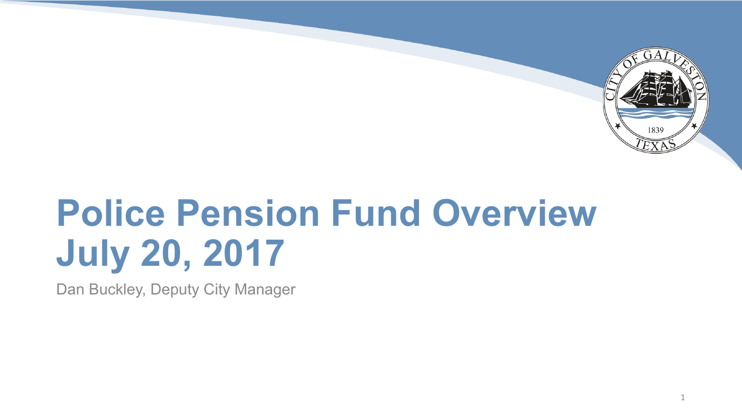# Police Pension Fund Overview July 20, 2017

Dan Buckley, Deputy City Manager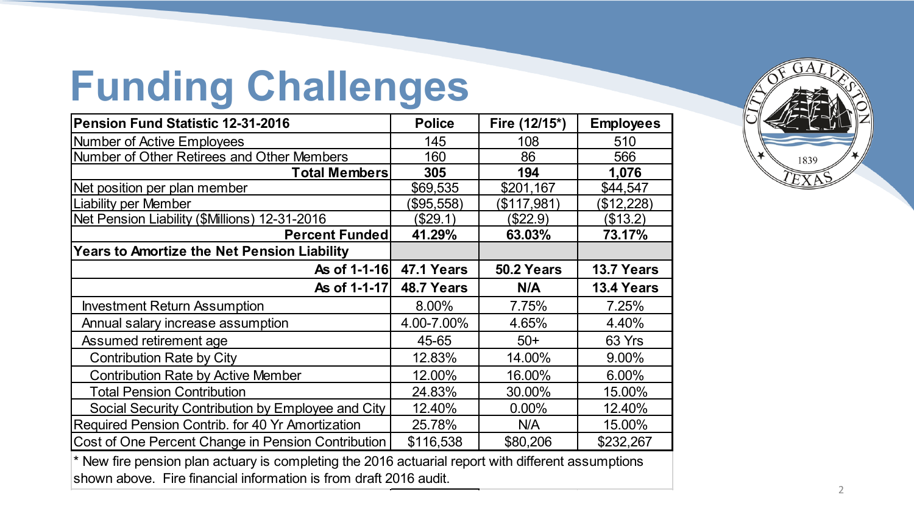# Funding Challenges

| Pension Fund Statistic 12-31-2016 | Police | Fire (12/15*) | Employees |
|---|---|---|---|
| Number of Active Employees | 145 | 108 | 510 |
| Number of Other Retirees and Other Members | 160 | 86 | 566 |
| **Total Members** | **305** | **194** | **1,076** |
| Net position per plan member | $69,535 | $201,167 | $44,547 |
| Liability per Member | ($95,558) | ($117,981) | ($12,228) |
| Net Pension Liability ($Millions) 12-31-2016 | ($29.1) | ($22.9) | ($13.2) |
| **Percent Funded** | **41.29%** | **63.03%** | **73.17%** |
| **Years to Amortize the Net Pension Liability** | | | |
| **As of 1-1-16** | **47.1 Years** | **50.2 Years** | **13.7 Years** |
| **As of 1-1-17** | **48.7 Years** | **N/A** | **13.4 Years** |
| Investment Return Assumption | 8.00% | 7.75% | 7.25% |
| Annual salary increase assumption | 4.00-7.00% | 4.65% | 4.40% |
| Assumed retirement age | 45-65 | 50+ | 63 Yrs |
| Contribution Rate by City | 12.83% | 14.00% | 9.00% |
| Contribution Rate by Active Member | 12.00% | 16.00% | 6.00% |
| Total Pension Contribution | 24.83% | 30.00% | 15.00% |
| Social Security Contribution by Employee and City | 12.40% | 0.00% | 12.40% |
| Required Pension Contrib. for 40 Yr Amortization | 25.78% | N/A | 15.00% |
| Cost of One Percent Change in Pension Contribution | $116,538 | $80,206 | $232,267 |

* New fire pension plan actuary is completing the 2016 actuarial report with different assumptions shown above. Fire financial information is from draft 2016 audit.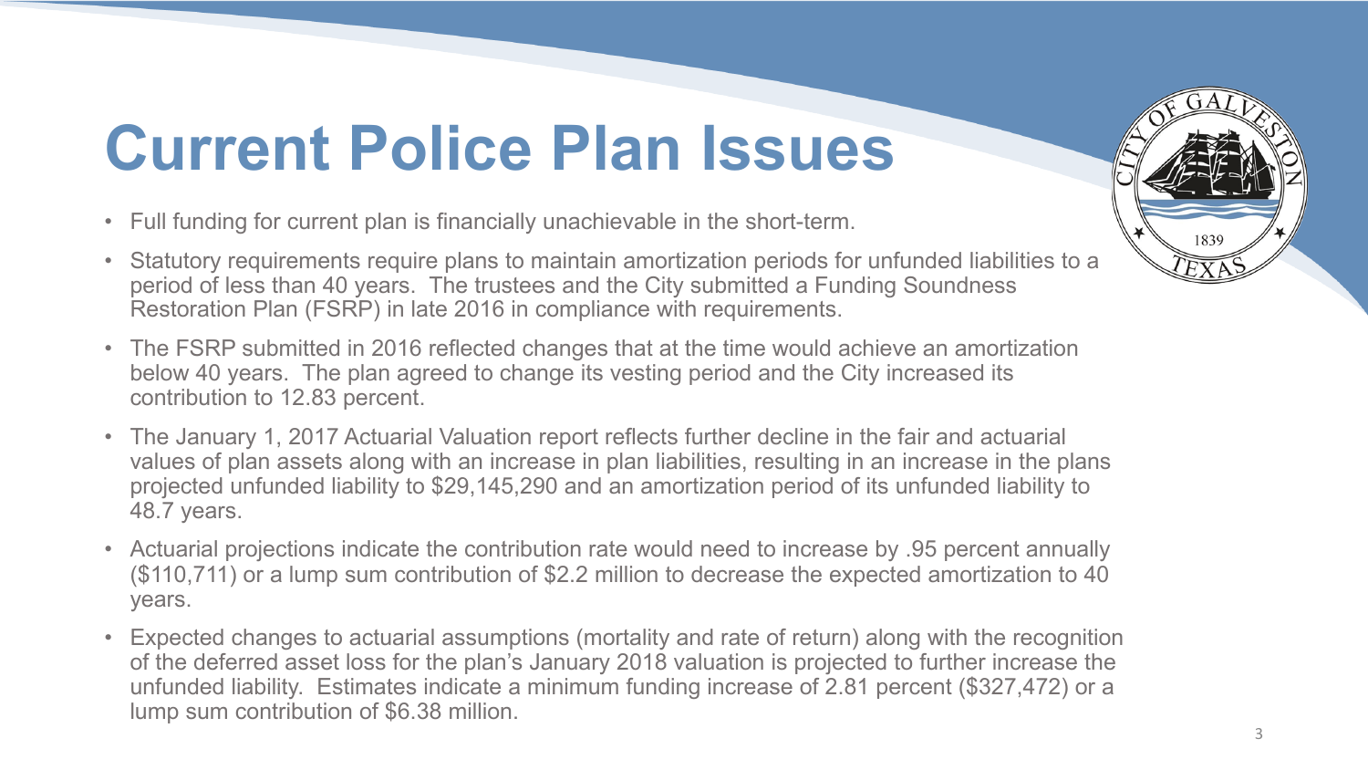# Current Police Plan Issues

- Full funding for current plan is financially unachievable in the short-term.
- Statutory requirements require plans to maintain amortization periods for unfunded liabilities to a period of less than 40 years. The trustees and the City submitted a Funding Soundness Restoration Plan (FSRP) in late 2016 in compliance with requirements.
- The FSRP submitted in 2016 reflected changes that at the time would achieve an amortization below 40 years. The plan agreed to change its vesting period and the City increased its contribution to 12.83 percent.
- The January 1, 2017 Actuarial Valuation report reflects further decline in the fair and actuarial values of plan assets along with an increase in plan liabilities, resulting in an increase in the plans projected unfunded liability to $29,145,290 and an amortization period of its unfunded liability to 48.7 years.
- Actuarial projections indicate the contribution rate would need to increase by .95 percent annually ($110,711) or a lump sum contribution of $2.2 million to decrease the expected amortization to 40 years.
- Expected changes to actuarial assumptions (mortality and rate of return) along with the recognition of the deferred asset loss for the plan's January 2018 valuation is projected to further increase the unfunded liability. Estimates indicate a minimum funding increase of 2.81 percent ($327,472) or a lump sum contribution of $6.38 million.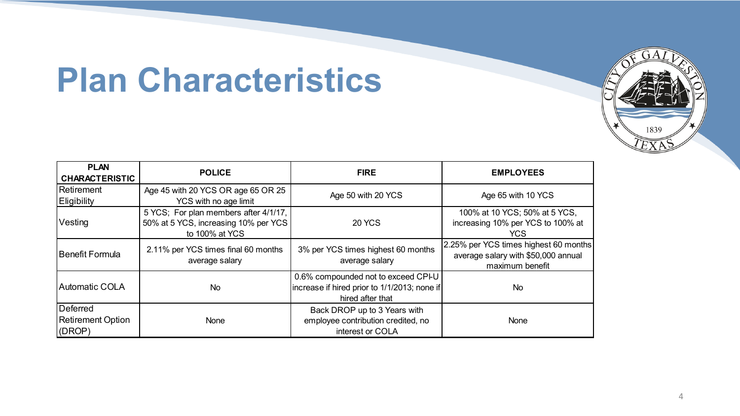# Plan Characteristics

| PLAN CHARACTERISTIC | POLICE | FIRE | EMPLOYEES |
|---|---|---|---|
| Retirement Eligibility | Age 45 with 20 YCS OR age 65 OR 25 YCS with no age limit | Age 50 with 20 YCS | Age 65 with 10 YCS |
| Vesting | 5 YCS; For plan members after 4/1/17, 50% at 5 YCS, increasing 10% per YCS to 100% at YCS | 20 YCS | 100% at 10 YCS; 50% at 5 YCS, increasing 10% per YCS to 100% at YCS |
| Benefit Formula | 2.11% per YCS times final 60 months average salary | 3% per YCS times highest 60 months average salary | 2.25% per YCS times highest 60 months average salary with $50,000 annual maximum benefit |
| Automatic COLA | No | 0.6% compounded not to exceed CPI-U increase if hired prior to 1/1/2013; none if hired after that | No |
| Deferred Retirement Option (DROP) | None | Back DROP up to 3 Years with employee contribution credited, no interest or COLA | None |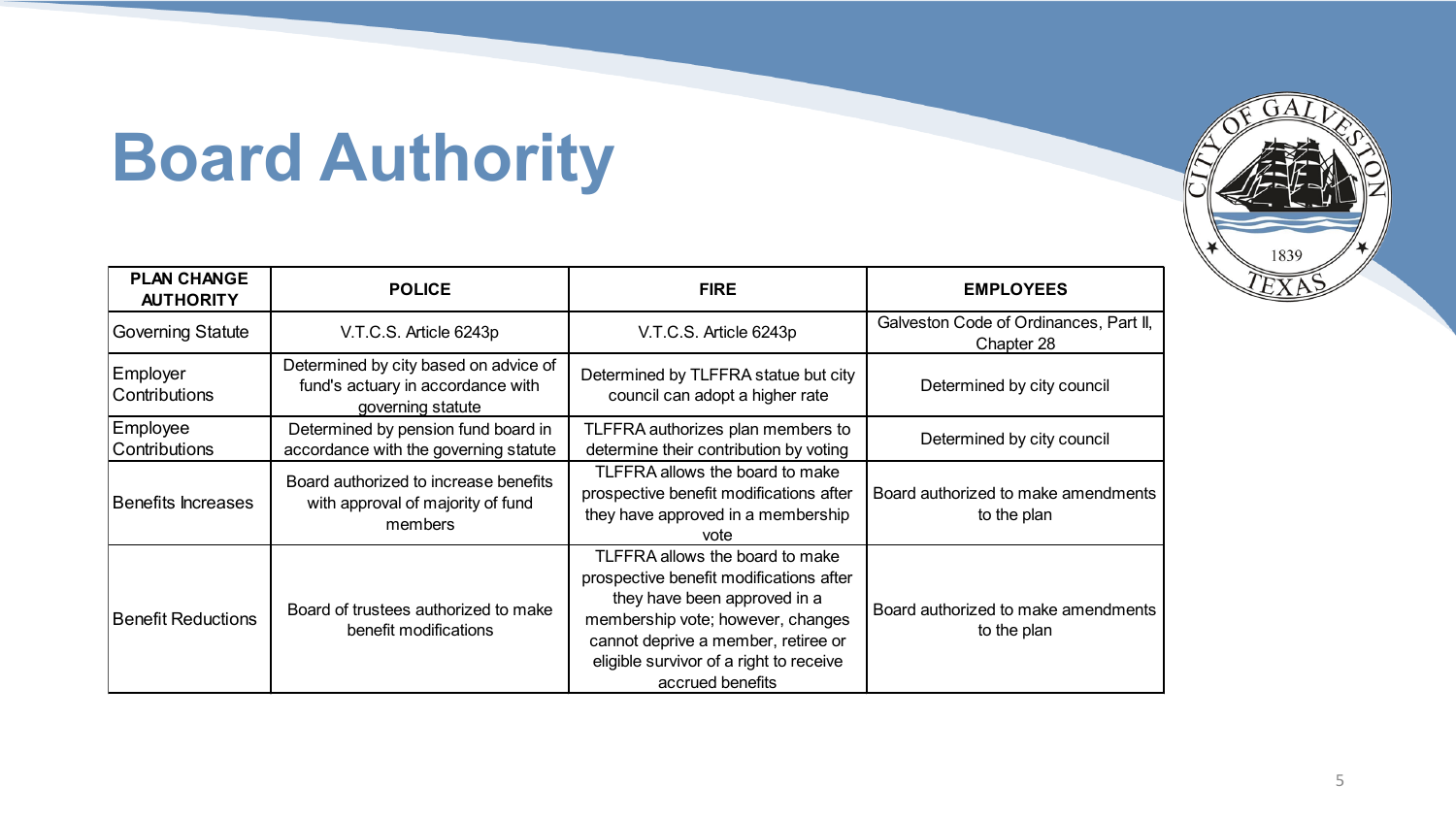# Board Authority

| PLAN CHANGE AUTHORITY | POLICE | FIRE | EMPLOYEES |
|---|---|---|---|
| Governing Statute | V.T.C.S. Article 6243p | V.T.C.S. Article 6243p | Galveston Code of Ordinances, Part II, Chapter 28 |
| Employer Contributions | Determined by city based on advice of fund's actuary in accordance with governing statute | Determined by TLFFRA statue but city council can adopt a higher rate | Determined by city council |
| Employee Contributions | Determined by pension fund board in accordance with the governing statute | TLFFRA authorizes plan members to determine their contribution by voting | Determined by city council |
| Benefits Increases | Board authorized to increase benefits with approval of majority of fund members | TLFFRA allows the board to make prospective benefit modifications after they have approved in a membership vote | Board authorized to make amendments to the plan |
| Benefit Reductions | Board of trustees authorized to make benefit modifications | TLFFRA allows the board to make prospective benefit modifications after they have been approved in a membership vote; however, changes cannot deprive a member, retiree or eligible survivor of a right to receive accrued benefits | Board authorized to make amendments to the plan |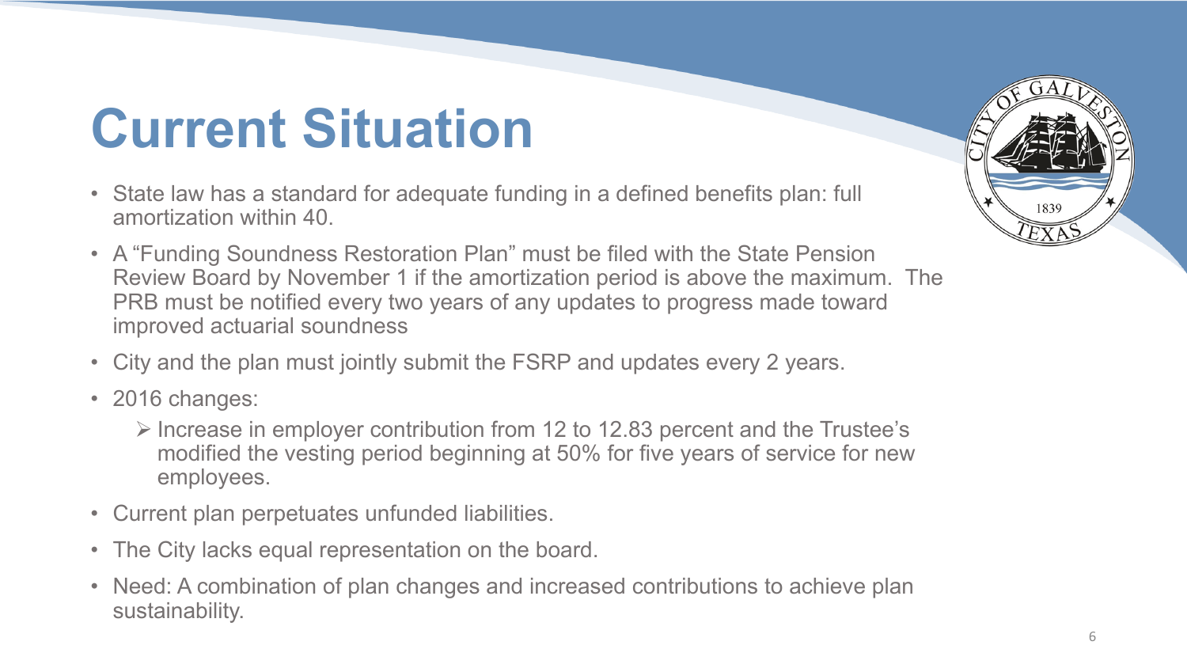# Current Situation

- State law has a standard for adequate funding in a defined benefits plan: full amortization within 40.
- A "Funding Soundness Restoration Plan" must be filed with the State Pension Review Board by November 1 if the amortization period is above the maximum. The PRB must be notified every two years of any updates to progress made toward improved actuarial soundness
- City and the plan must jointly submit the FSRP and updates every 2 years.
- 2016 changes:
  - Increase in employer contribution from 12 to 12.83 percent and the Trustee's modified the vesting period beginning at 50% for five years of service for new employees.
- Current plan perpetuates unfunded liabilities.
- The City lacks equal representation on the board.
- Need: A combination of plan changes and increased contributions to achieve plan sustainability.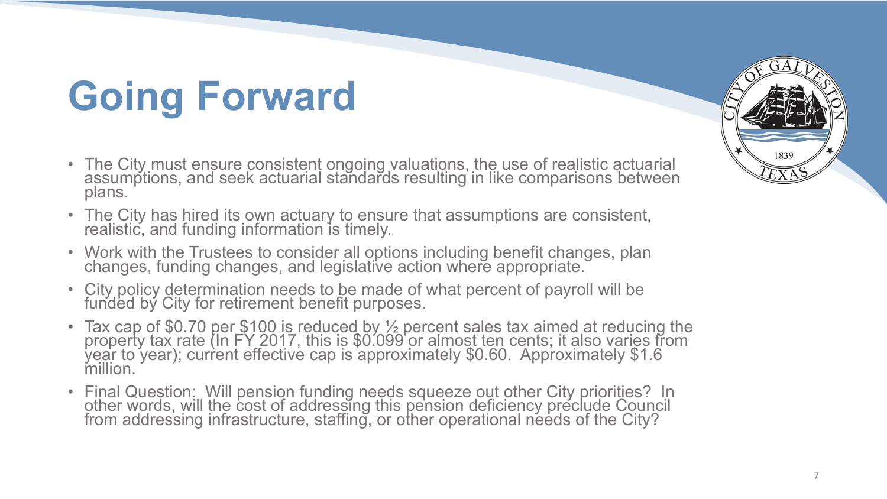# Going Forward

- The City must ensure consistent ongoing valuations, the use of realistic actuarial assumptions, and seek actuarial standards resulting in like comparisons between plans.
- The City has hired its own actuary to ensure that assumptions are consistent, realistic, and funding information is timely.
- Work with the Trustees to consider all options including benefit changes, plan changes, funding changes, and legislative action where appropriate.
- City policy determination needs to be made of what percent of payroll will be funded by City for retirement benefit purposes.
- Tax cap of $0.70 per $100 is reduced by ½ percent sales tax aimed at reducing the property tax rate (In FY 2017, this is $0.099 or almost ten cents; it also varies from year to year); current effective cap is approximately $0.60. Approximately $1.6 million.
- Final Question: Will pension funding needs squeeze out other City priorities? In other words, will the cost of addressing this pension deficiency preclude Council from addressing infrastructure, staffing, or other operational needs of the City?